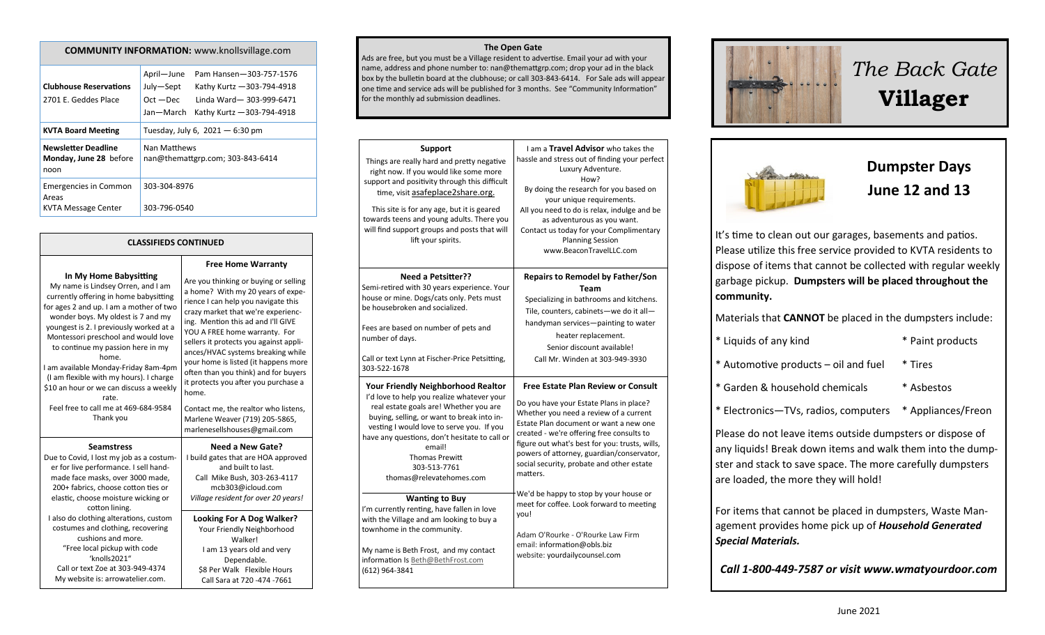## COMMUNITY INFORMATION: www.knollsvillage.com

| | | |
|---|---|---|
| **Clubhouse Reservations** 2701 E. Geddes Place | April—June | Pam Hansen—303-757-1576 |
| | July—Sept | Kathy Kurtz —303-794-4918 |
| | Oct —Dec | Linda Ward— 303-999-6471 |
| | Jan—March | Kathy Kurtz —303-794-4918 |
| **KVTA Board Meeting** | Tuesday, July 6, 2021 — 6:30 pm | |
| **Newsletter Deadline Monday, June 28** before noon | Nan Matthews nan@themattgrp.com; 303-843-6414 | |
| Emergencies in Common Areas | 303-304-8976 | |
| KVTA Message Center | 303-796-0540 | |

## CLASSIFIEDS CONTINUED

### In My Home Babysitting

My name is Lindsey Orren, and I am currently offering in home babysitting for ages 2 and up. I am a mother of two wonder boys. My oldest is 7 and my youngest is 2. I previously worked at a Montessori preschool and would love to continue my passion here in my home.

I am available Monday-Friday 8am-4pm (I am flexible with my hours). I charge $10 an hour or we can discuss a weekly rate.

Feel free to call me at 469-684-9584

Thank you

### Free Home Warranty

Are you thinking or buying or selling a home? With my 20 years of experience I can help you navigate this crazy market that we're experiencing. Mention this ad and I'll GIVE YOU A FREE home warranty. For sellers it protects you against appliances/HVAC systems breaking while your home is listed (it happens more often than you think) and for buyers it protects you after you purchase a home.

Contact me, the realtor who listens, Marlene Weaver (719) 205-5865, marlenesellshouses@gmail.com

### Seamstress

Due to Covid, I lost my job as a costumer for live performance. I sell handmade face masks, over 3000 made, 200+ fabrics, choose cotton ties or elastic, choose moisture wicking or cotton lining.

I also do clothing alterations, custom costumes and clothing, recovering cushions and more.

"Free local pickup with code 'knolls2021"

Call or text Zoe at 303-949-4374

My website is: arrowatelier.com.

### Need a New Gate?

I build gates that are HOA approved and built to last.

Call Mike Bush, 303-263-4117

mcb303@icloud.com

*Village resident for over 20 years!*

### Looking For A Dog Walker?

Your Friendly Neighborhood Walker!

I am 13 years old and very Dependable.

$8 Per Walk Flexible Hours

Call Sara at 720 -474 -7661

## The Open Gate

Ads are free, but you must be a Village resident to advertise. Email your ad with your name, address and phone number to: nan@themattgrp.com; drop your ad in the black box by the bulletin board at the clubhouse; or call 303-843-6414. For Sale ads will appear one time and service ads will be published for 3 months. See "Community Information" for the monthly ad submission deadlines.

### Support

Things are really hard and pretty negative right now. If you would like some more support and positivity through this difficult time, visit asafeplace2share.org.

This site is for any age, but it is geared towards teens and young adults. There you will find support groups and posts that will lift your spirits.

I am a **Travel Advisor** who takes the hassle and stress out of finding your perfect Luxury Adventure.

How?

By doing the research for you based on your unique requirements.

All you need to do is relax, indulge and be as adventurous as you want.

Contact us today for your Complimentary Planning Session

www.BeaconTravelLLC.com

### Need a Petsitter??

Semi-retired with 30 years experience. Your house or mine. Dogs/cats only. Pets must be housebroken and socialized.

Fees are based on number of pets and number of days.

Call or text Lynn at Fischer-Price Petsitting, 303-522-1678

### Repairs to Remodel by Father/Son Team

Specializing in bathrooms and kitchens.

Tile, counters, cabinets—we do it all—

handyman services—painting to water heater replacement.

Senior discount available!

Call Mr. Winden at 303-949-3930

### Your Friendly Neighborhood Realtor

I'd love to help you realize whatever your real estate goals are! Whether you are buying, selling, or want to break into investing I would love to serve you. If you have any questions, don't hesitate to call or email!

Thomas Prewitt

303-513-7761

thomas@relevatehomes.com

### Free Estate Plan Review or Consult

Do you have your Estate Plans in place? Whether you need a review of a current Estate Plan document or want a new one created - we're offering free consults to figure out what's best for you: trusts, wills, powers of attorney, guardian/conservator, social security, probate and other estate matters.

We'd be happy to stop by your house or meet for coffee. Look forward to meeting you!

Adam O'Rourke - O'Rourke Law Firm

email: information@obls.biz

website: yourdailycounsel.com

### Wanting to Buy

I'm currently renting, have fallen in love with the Village and am looking to buy a townhome in the community.

My name is Beth Frost, and my contact information Is Beth@BethFrost.com

(612) 964-3841

# *The Back Gate* **Villager**

## Dumpster Days June 12 and 13

It's time to clean out our garages, basements and patios. Please utilize this free service provided to KVTA residents to dispose of items that cannot be collected with regular weekly garbage pickup. **Dumpsters will be placed throughout the community.**

Materials that **CANNOT** be placed in the dumpsters include:

- Liquids of any kind
- Paint products
- Automotive products – oil and fuel
- Tires
- Garden & household chemicals
- Asbestos
- Electronics—TVs, radios, computers
- Appliances/Freon

Please do not leave items outside dumpsters or dispose of any liquids! Break down items and walk them into the dumpster and stack to save space. The more carefully dumpsters are loaded, the more they will hold!

For items that cannot be placed in dumpsters, Waste Management provides home pick up of ***Household Generated Special Materials.***

***Call 1-800-449-7587 or visit www.wmatyourdoor.com***

June 2021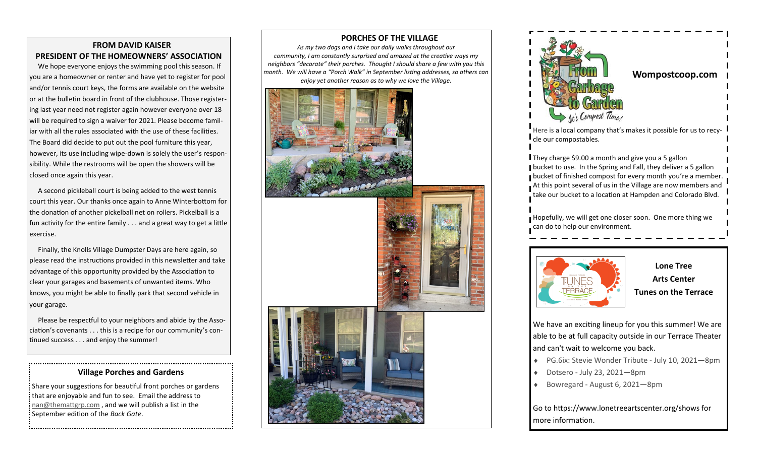## FROM DAVID KAISER
## PRESIDENT OF THE HOMEOWNERS' ASSOCIATION

We hope everyone enjoys the swimming pool this season. If you are a homeowner or renter and have yet to register for pool and/or tennis court keys, the forms are available on the website or at the bulletin board in front of the clubhouse. Those registering last year need not register again however everyone over 18 will be required to sign a waiver for 2021. Please become familiar with all the rules associated with the use of these facilities. The Board did decide to put out the pool furniture this year, however, its use including wipe-down is solely the user's responsibility. While the restrooms will be open the showers will be closed once again this year.

A second pickleball court is being added to the west tennis court this year. Our thanks once again to Anne Winterbottom for the donation of another pickelball net on rollers. Pickelball is a fun activity for the entire family . . . and a great way to get a little exercise.

Finally, the Knolls Village Dumpster Days are here again, so please read the instructions provided in this newsletter and take advantage of this opportunity provided by the Association to clear your garages and basements of unwanted items. Who knows, you might be able to finally park that second vehicle in your garage.

Please be respectful to your neighbors and abide by the Association's covenants . . . this is a recipe for our community's continued success . . . and enjoy the summer!

### Village Porches and Gardens

Share your suggestions for beautiful front porches or gardens that are enjoyable and fun to see. Email the address to nan@themattgrp.com , and we will publish a list in the September edition of the *Back Gate*.

## PORCHES OF THE VILLAGE

*As my two dogs and I take our daily walks throughout our community, I am constantly surprised and amazed at the creative ways my neighbors "decorate" their porches. Thought I should share a few with you this month. We will have a "Porch Walk" in September listing addresses, so others can enjoy yet another reason as to why we love the Village.*

## Wompostcoop.com

From Garbage to Garden
It's Compost Time!

Here is a local company that's makes it possible for us to recycle our compostables.

They charge $9.00 a month and give you a 5 gallon bucket to use. In the Spring and Fall, they deliver a 5 gallon bucket of finished compost for every month you're a member. At this point several of us in the Village are now members and take our bucket to a location at Hampden and Colorado Blvd.

Hopefully, we will get one closer soon. One more thing we can do to help our environment.

## Lone Tree Arts Center Tunes on the Terrace

We have an exciting lineup for you this summer! We are able to be at full capacity outside in our Terrace Theater and can't wait to welcome you back.

- PG.6ix: Stevie Wonder Tribute - July 10, 2021—8pm
- Dotsero - July 23, 2021—8pm
- Bowregard - August 6, 2021—8pm

Go to https://www.lonetreeartscenter.org/shows for more information.